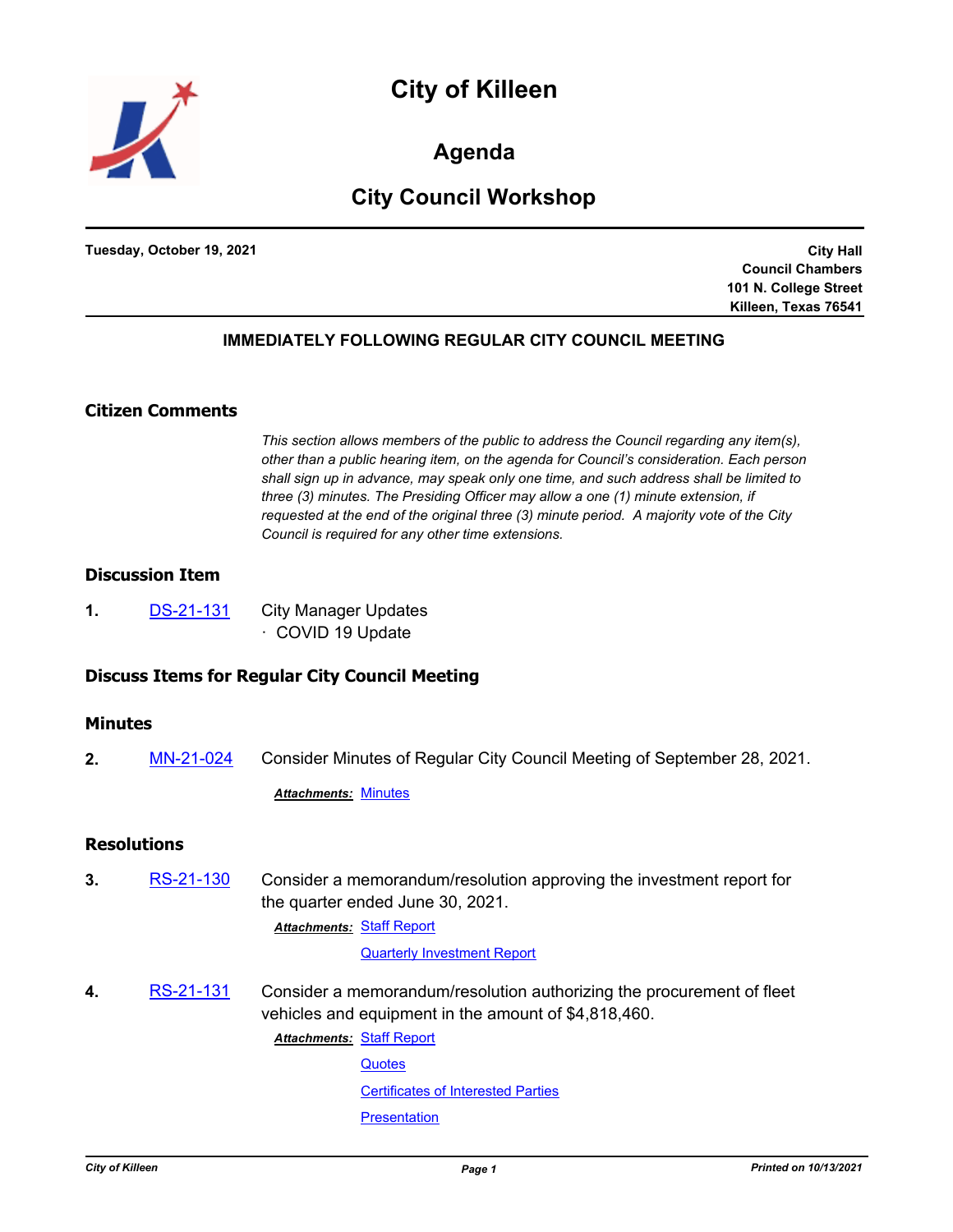# City of Killeen

## Agenda

## City Council Workshop

**Tuesday, October 19, 2021**

**City Hall**
**Council Chambers**
**101 N. College Street**
**Killeen, Texas 76541**

**IMMEDIATELY FOLLOWING REGULAR CITY COUNCIL MEETING**

### Citizen Comments

*This section allows members of the public to address the Council regarding any item(s), other than a public hearing item, on the agenda for Council's consideration. Each person shall sign up in advance, may speak only one time, and such address shall be limited to three (3) minutes. The Presiding Officer may allow a one (1) minute extension, if requested at the end of the original three (3) minute period. A majority vote of the City Council is required for any other time extensions.*

### Discussion Item

**1.** DS-21-131 City Manager Updates
· COVID 19 Update

### Discuss Items for Regular City Council Meeting

### Minutes

**2.** MN-21-024 Consider Minutes of Regular City Council Meeting of September 28, 2021.

***Attachments:*** Minutes

### Resolutions

**3.** RS-21-130 Consider a memorandum/resolution approving the investment report for the quarter ended June 30, 2021.

***Attachments:*** Staff Report
Quarterly Investment Report

**4.** RS-21-131 Consider a memorandum/resolution authorizing the procurement of fleet vehicles and equipment in the amount of $4,818,460.

***Attachments:*** Staff Report
Quotes
Certificates of Interested Parties
Presentation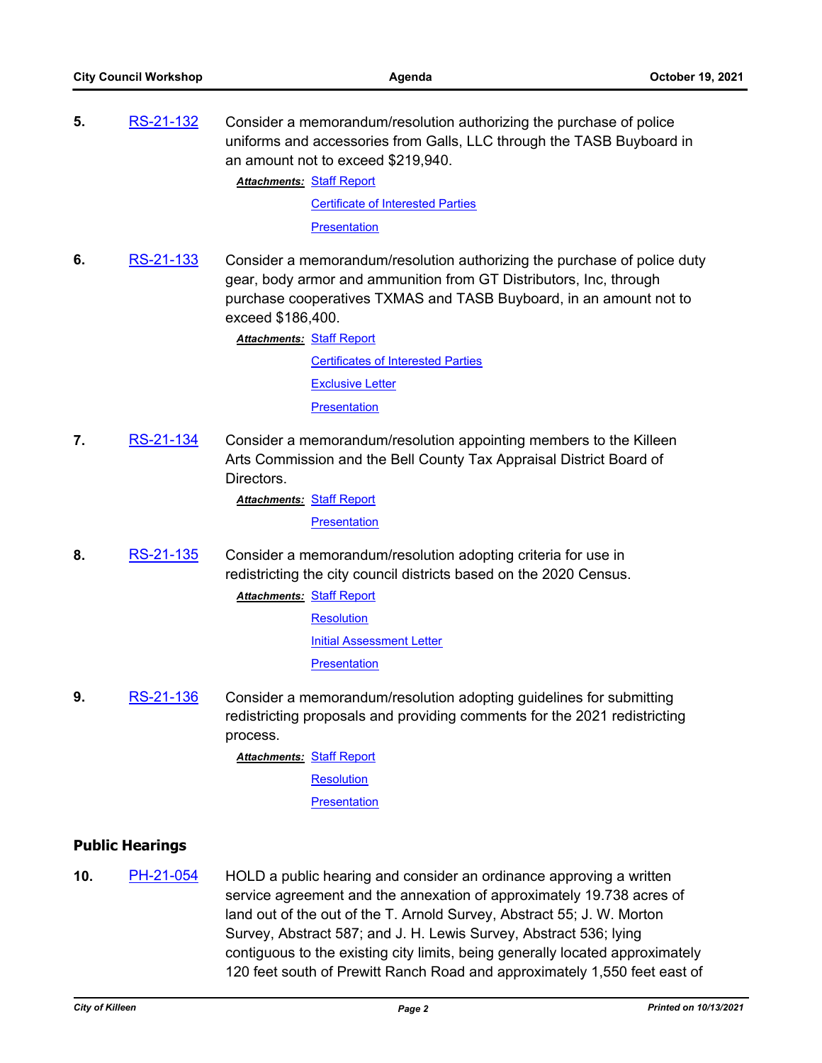**5.** RS-21-132 Consider a memorandum/resolution authorizing the purchase of police uniforms and accessories from Galls, LLC through the TASB Buyboard in an amount not to exceed $219,940.

***Attachments:*** Staff Report
Certificate of Interested Parties
Presentation

**6.** RS-21-133 Consider a memorandum/resolution authorizing the purchase of police duty gear, body armor and ammunition from GT Distributors, Inc, through purchase cooperatives TXMAS and TASB Buyboard, in an amount not to exceed $186,400.

***Attachments:*** Staff Report
Certificates of Interested Parties
Exclusive Letter
Presentation

**7.** RS-21-134 Consider a memorandum/resolution appointing members to the Killeen Arts Commission and the Bell County Tax Appraisal District Board of Directors.

***Attachments:*** Staff Report
Presentation

**8.** RS-21-135 Consider a memorandum/resolution adopting criteria for use in redistricting the city council districts based on the 2020 Census.

***Attachments:*** Staff Report
Resolution
Initial Assessment Letter
Presentation

**9.** RS-21-136 Consider a memorandum/resolution adopting guidelines for submitting redistricting proposals and providing comments for the 2021 redistricting process.

***Attachments:*** Staff Report
Resolution
Presentation

## Public Hearings

**10.** PH-21-054 HOLD a public hearing and consider an ordinance approving a written service agreement and the annexation of approximately 19.738 acres of land out of the out of the T. Arnold Survey, Abstract 55; J. W. Morton Survey, Abstract 587; and J. H. Lewis Survey, Abstract 536; lying contiguous to the existing city limits, being generally located approximately 120 feet south of Prewitt Ranch Road and approximately 1,550 feet east of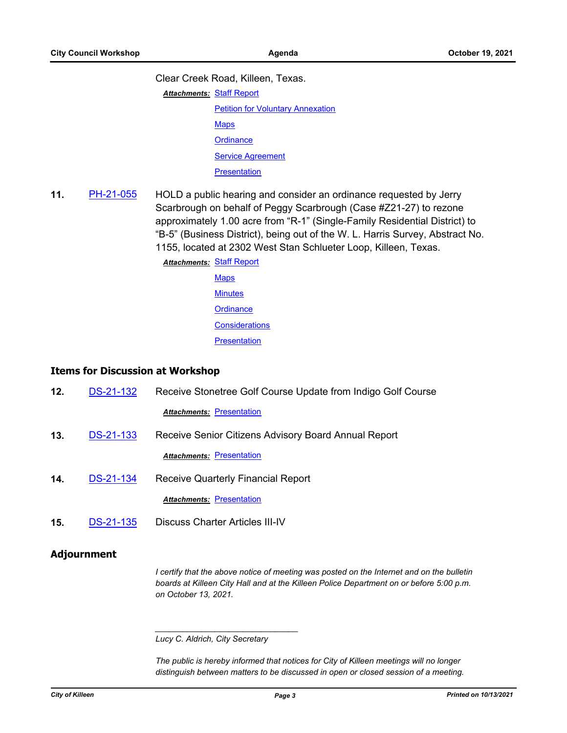Clear Creek Road, Killeen, Texas.

***Attachments:*** Staff Report
Petition for Voluntary Annexation
Maps
Ordinance
Service Agreement
Presentation

**11.** PH-21-055 HOLD a public hearing and consider an ordinance requested by Jerry Scarbrough on behalf of Peggy Scarbrough (Case #Z21-27) to rezone approximately 1.00 acre from “R-1” (Single-Family Residential District) to “B-5” (Business District), being out of the W. L. Harris Survey, Abstract No. 1155, located at 2302 West Stan Schlueter Loop, Killeen, Texas.

***Attachments:*** Staff Report
Maps
Minutes
Ordinance
Considerations
Presentation

## Items for Discussion at Workshop

**12.** DS-21-132 Receive Stonetree Golf Course Update from Indigo Golf Course

***Attachments:*** Presentation

**13.** DS-21-133 Receive Senior Citizens Advisory Board Annual Report

***Attachments:*** Presentation

**14.** DS-21-134 Receive Quarterly Financial Report

***Attachments:*** Presentation

**15.** DS-21-135 Discuss Charter Articles III-IV

## Adjournment

*I certify that the above notice of meeting was posted on the Internet and on the bulletin boards at Killeen City Hall and at the Killeen Police Department on or before 5:00 p.m. on October 13, 2021.*

______________________________

*Lucy C. Aldrich, City Secretary*

*The public is hereby informed that notices for City of Killeen meetings will no longer distinguish between matters to be discussed in open or closed session of a meeting.*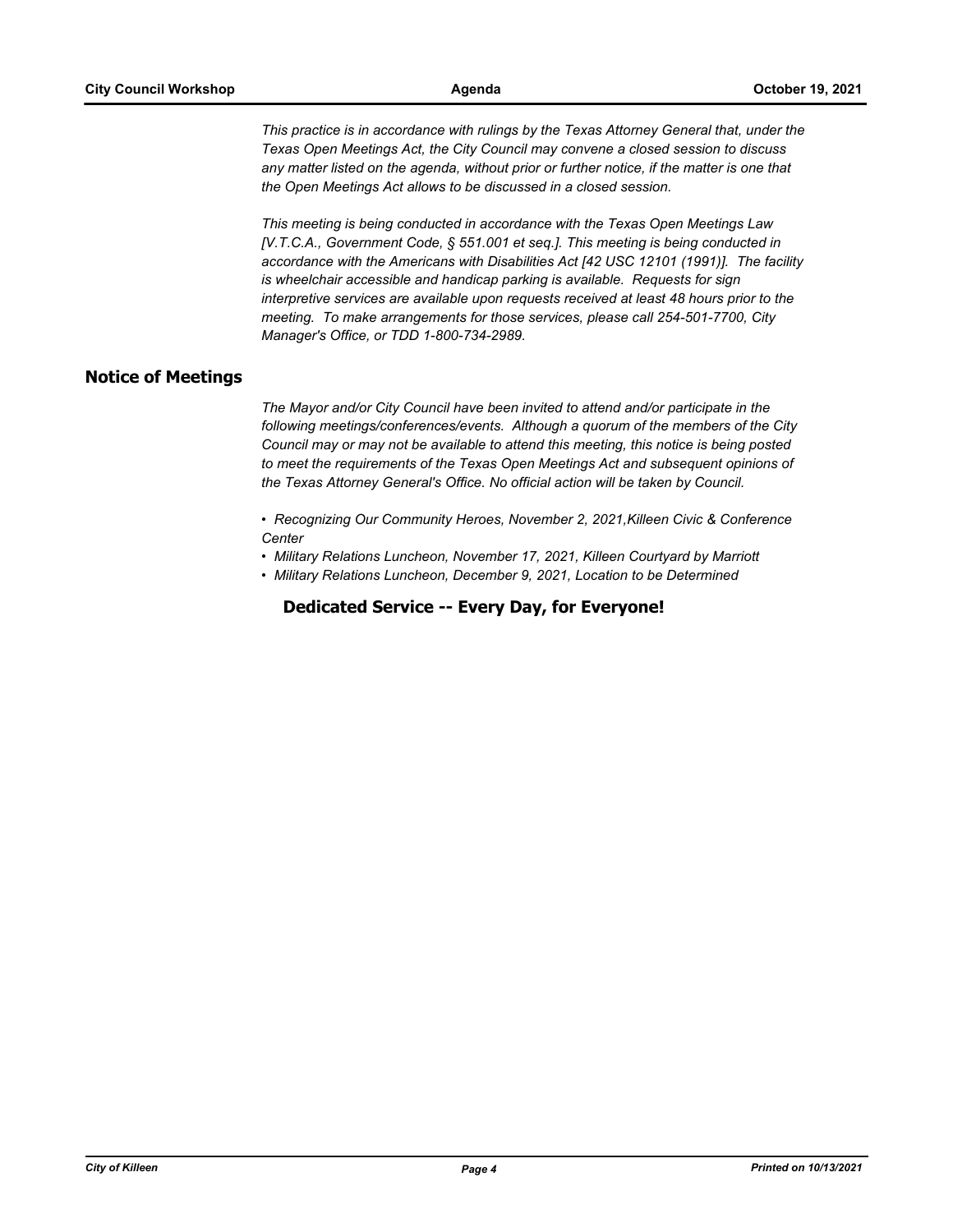*This practice is in accordance with rulings by the Texas Attorney General that, under the Texas Open Meetings Act, the City Council may convene a closed session to discuss any matter listed on the agenda, without prior or further notice, if the matter is one that the Open Meetings Act allows to be discussed in a closed session.*

*This meeting is being conducted in accordance with the Texas Open Meetings Law [V.T.C.A., Government Code, § 551.001 et seq.]. This meeting is being conducted in accordance with the Americans with Disabilities Act [42 USC 12101 (1991)]. The facility is wheelchair accessible and handicap parking is available. Requests for sign interpretive services are available upon requests received at least 48 hours prior to the meeting. To make arrangements for those services, please call 254-501-7700, City Manager's Office, or TDD 1-800-734-2989.*

## Notice of Meetings

*The Mayor and/or City Council have been invited to attend and/or participate in the following meetings/conferences/events. Although a quorum of the members of the City Council may or may not be available to attend this meeting, this notice is being posted to meet the requirements of the Texas Open Meetings Act and subsequent opinions of the Texas Attorney General's Office. No official action will be taken by Council.*

- *Recognizing Our Community Heroes, November 2, 2021,Killeen Civic & Conference Center*
- *Military Relations Luncheon, November 17, 2021, Killeen Courtyard by Marriott*
- *Military Relations Luncheon, December 9, 2021, Location to be Determined*

**Dedicated Service -- Every Day, for Everyone!**